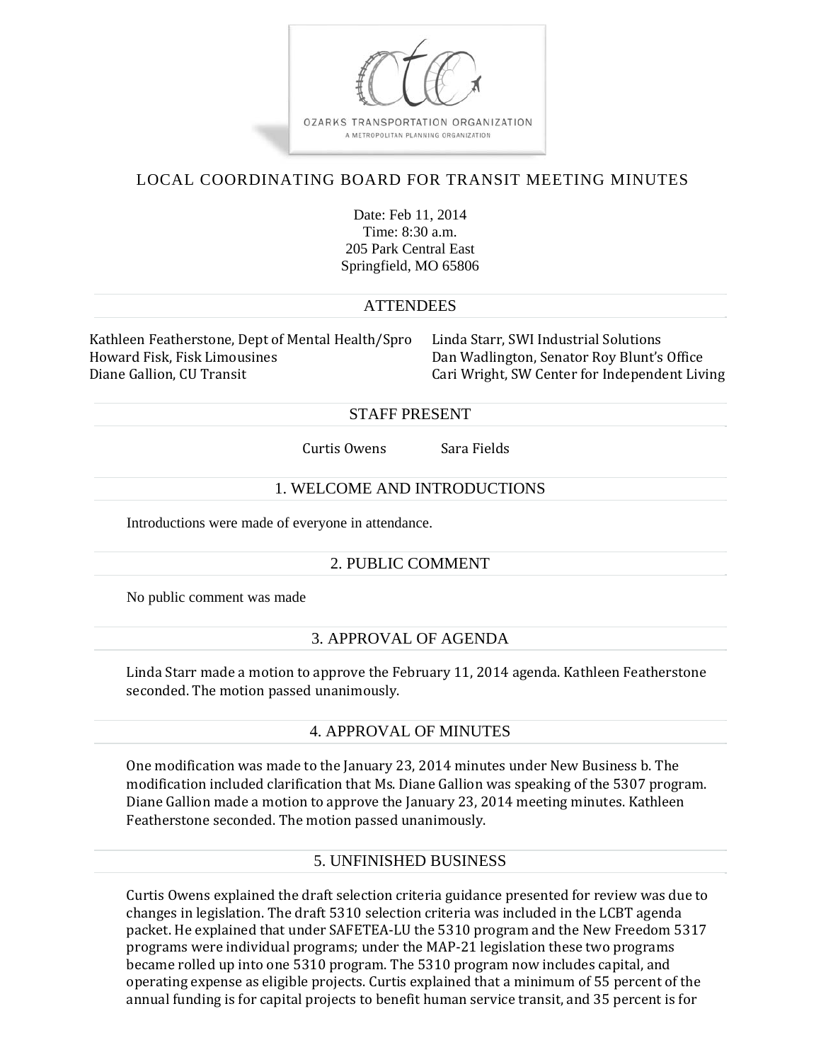OZARKS TRANSPORTATION ORGANIZATION

A METROPOLITAN PLANNING ORGANIZATION

# LOCAL COORDINATING BOARD FOR TRANSIT MEETING MINUTES

Date: Feb 11, 2014
Time: 8:30 a.m.
205 Park Central East
Springfield, MO 65806

## ATTENDEES

Kathleen Featherstone, Dept of Mental Health/Spro
Howard Fisk, Fisk Limousines
Diane Gallion, CU Transit
Linda Starr, SWI Industrial Solutions
Dan Wadlington, Senator Roy Blunt's Office
Cari Wright, SW Center for Independent Living

## STAFF PRESENT

Curtis Owens
Sara Fields

## 1. WELCOME AND INTRODUCTIONS

Introductions were made of everyone in attendance.

## 2. PUBLIC COMMENT

No public comment was made

## 3. APPROVAL OF AGENDA

Linda Starr made a motion to approve the February 11, 2014 agenda. Kathleen Featherstone seconded. The motion passed unanimously.

## 4. APPROVAL OF MINUTES

One modification was made to the January 23, 2014 minutes under New Business b. The modification included clarification that Ms. Diane Gallion was speaking of the 5307 program. Diane Gallion made a motion to approve the January 23, 2014 meeting minutes. Kathleen Featherstone seconded. The motion passed unanimously.

## 5. UNFINISHED BUSINESS

Curtis Owens explained the draft selection criteria guidance presented for review was due to changes in legislation. The draft 5310 selection criteria was included in the LCBT agenda packet. He explained that under SAFETEA-LU the 5310 program and the New Freedom 5317 programs were individual programs; under the MAP-21 legislation these two programs became rolled up into one 5310 program. The 5310 program now includes capital, and operating expense as eligible projects. Curtis explained that a minimum of 55 percent of the annual funding is for capital projects to benefit human service transit, and 35 percent is for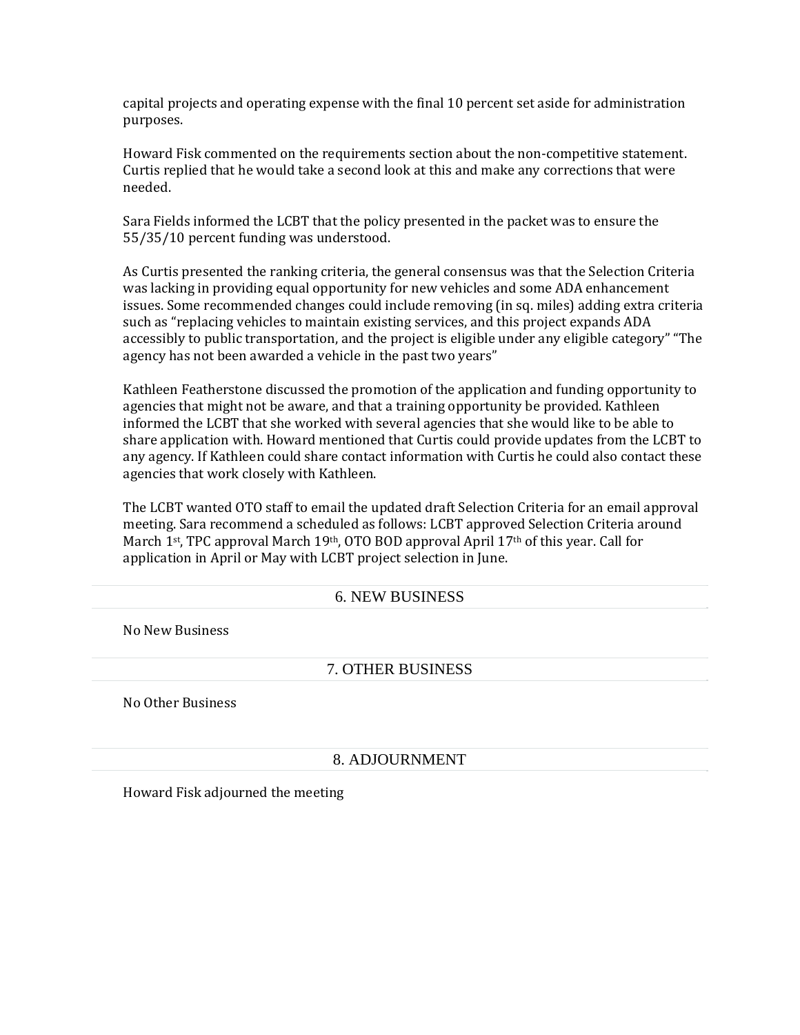capital projects and operating expense with the final 10 percent set aside for administration purposes.

Howard Fisk commented on the requirements section about the non-competitive statement. Curtis replied that he would take a second look at this and make any corrections that were needed.

Sara Fields informed the LCBT that the policy presented in the packet was to ensure the 55/35/10 percent funding was understood.

As Curtis presented the ranking criteria, the general consensus was that the Selection Criteria was lacking in providing equal opportunity for new vehicles and some ADA enhancement issues. Some recommended changes could include removing (in sq. miles) adding extra criteria such as "replacing vehicles to maintain existing services, and this project expands ADA accessibly to public transportation, and the project is eligible under any eligible category" "The agency has not been awarded a vehicle in the past two years"

Kathleen Featherstone discussed the promotion of the application and funding opportunity to agencies that might not be aware, and that a training opportunity be provided. Kathleen informed the LCBT that she worked with several agencies that she would like to be able to share application with. Howard mentioned that Curtis could provide updates from the LCBT to any agency. If Kathleen could share contact information with Curtis he could also contact these agencies that work closely with Kathleen.

The LCBT wanted OTO staff to email the updated draft Selection Criteria for an email approval meeting. Sara recommend a scheduled as follows: LCBT approved Selection Criteria around March 1st, TPC approval March 19th, OTO BOD approval April 17th of this year. Call for application in April or May with LCBT project selection in June.

## 6. NEW BUSINESS

No New Business

## 7. OTHER BUSINESS

No Other Business

## 8. ADJOURNMENT

Howard Fisk adjourned the meeting